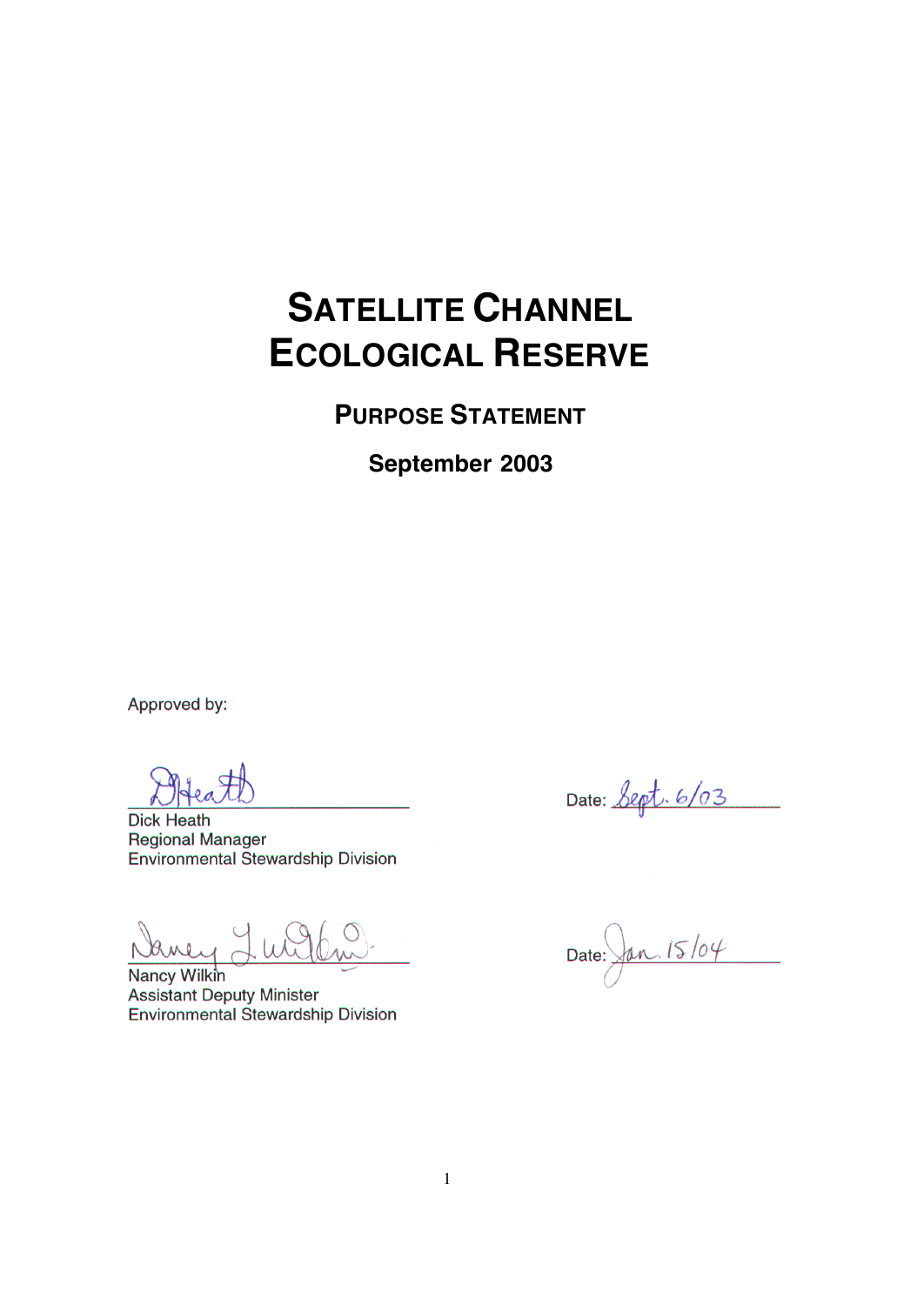# SATELLITE CHANNEL ECOLOGICAL RESERVE

## PURPOSE STATEMENT

**September 2003**

Approved by:

Dick Heath
Regional Manager
Environmental Stewardship Division

Date: Sept. 6/03

Nancy Wilkin
Assistant Deputy Minister
Environmental Stewardship Division

Date: Jan. 15/04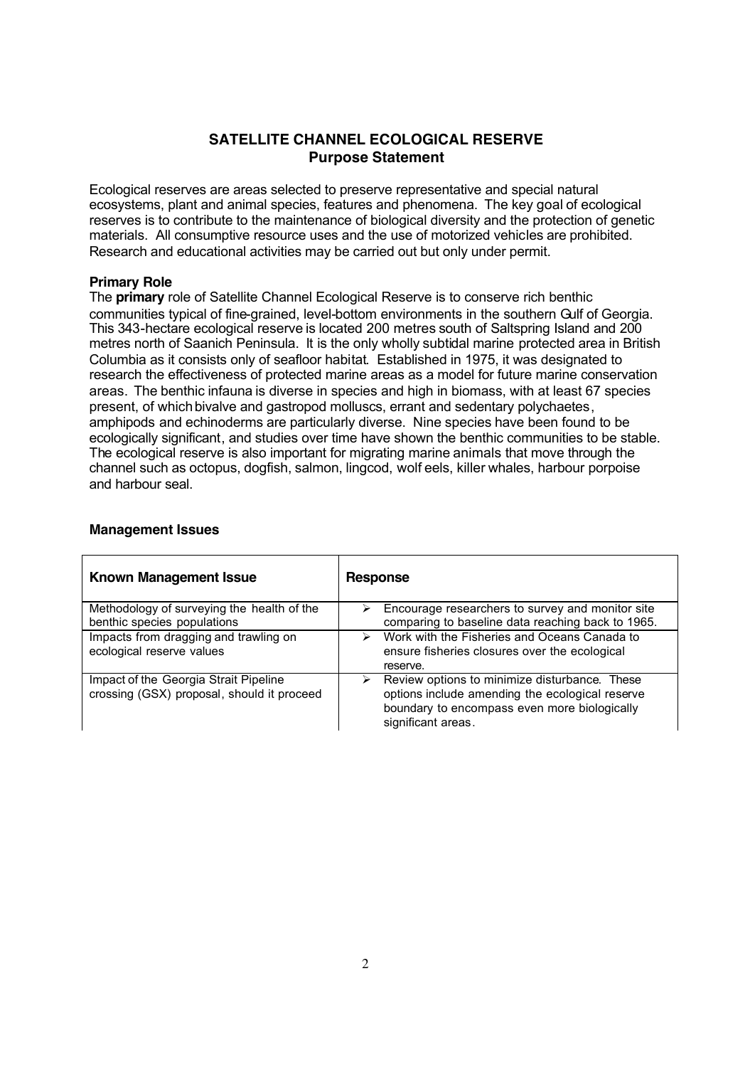# SATELLITE CHANNEL ECOLOGICAL RESERVE
## Purpose Statement

Ecological reserves are areas selected to preserve representative and special natural ecosystems, plant and animal species, features and phenomena. The key goal of ecological reserves is to contribute to the maintenance of biological diversity and the protection of genetic materials. All consumptive resource uses and the use of motorized vehicles are prohibited. Research and educational activities may be carried out but only under permit.

### Primary Role

The **primary** role of Satellite Channel Ecological Reserve is to conserve rich benthic communities typical of fine-grained, level-bottom environments in the southern Gulf of Georgia. This 343-hectare ecological reserve is located 200 metres south of Saltspring Island and 200 metres north of Saanich Peninsula. It is the only wholly subtidal marine protected area in British Columbia as it consists only of seafloor habitat. Established in 1975, it was designated to research the effectiveness of protected marine areas as a model for future marine conservation areas. The benthic infauna is diverse in species and high in biomass, with at least 67 species present, of which bivalve and gastropod molluscs, errant and sedentary polychaetes, amphipods and echinoderms are particularly diverse. Nine species have been found to be ecologically significant, and studies over time have shown the benthic communities to be stable. The ecological reserve is also important for migrating marine animals that move through the channel such as octopus, dogfish, salmon, lingcod, wolf eels, killer whales, harbour porpoise and harbour seal.

### Management Issues

| Known Management Issue | Response |
| --- | --- |
| Methodology of surveying the health of the benthic species populations | ➢ Encourage researchers to survey and monitor site comparing to baseline data reaching back to 1965. |
| Impacts from dragging and trawling on ecological reserve values | ➢ Work with the Fisheries and Oceans Canada to ensure fisheries closures over the ecological reserve. |
| Impact of the Georgia Strait Pipeline crossing (GSX) proposal, should it proceed | ➢ Review options to minimize disturbance. These options include amending the ecological reserve boundary to encompass even more biologically significant areas. |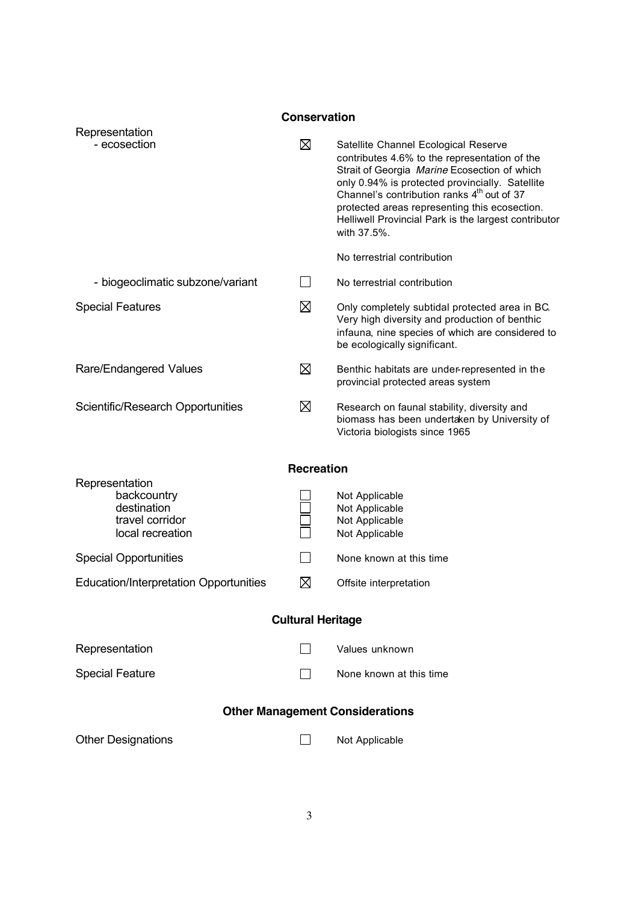## Conservation

| | | |
|---|---|---|
| **Representation** | | |
| - ecosection | ☒ | Satellite Channel Ecological Reserve contributes 4.6% to the representation of the Strait of Georgia *Marine* Ecosection of which only 0.94% is protected provincially. Satellite Channel's contribution ranks 4th out of 37 protected areas representing this ecosection. Helliwell Provincial Park is the largest contributor with 37.5%.<br><br>No terrestrial contribution |
| - biogeoclimatic subzone/variant | ☐ | No terrestrial contribution |
| Special Features | ☒ | Only completely subtidal protected area in BC. Very high diversity and production of benthic infauna, nine species of which are considered to be ecologically significant. |
| Rare/Endangered Values | ☒ | Benthic habitats are under-represented in the provincial protected areas system |
| Scientific/Research Opportunities | ☒ | Research on faunal stability, diversity and biomass has been undertaken by University of Victoria biologists since 1965 |

## Recreation

| | | |
|---|---|---|
| **Representation** | | |
| backcountry | ☐ | Not Applicable |
| destination | ☐ | Not Applicable |
| travel corridor | ☐ | Not Applicable |
| local recreation | ☐ | Not Applicable |
| Special Opportunities | ☐ | None known at this time |
| Education/Interpretation Opportunities | ☒ | Offsite interpretation |

## Cultural Heritage

| | | |
|---|---|---|
| Representation | ☐ | Values unknown |
| Special Feature | ☐ | None known at this time |

## Other Management Considerations

| | | |
|---|---|---|
| Other Designations | ☐ | Not Applicable |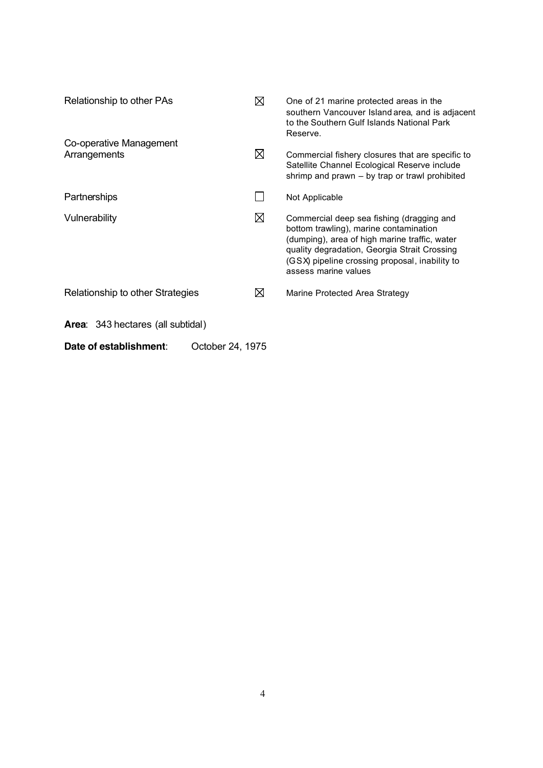| | | |
|---|---|---|
| Relationship to other PAs | ☒ | One of 21 marine protected areas in the southern Vancouver Island area, and is adjacent to the Southern Gulf Islands National Park Reserve. |
| Co-operative Management Arrangements | ☒ | Commercial fishery closures that are specific to Satellite Channel Ecological Reserve include shrimp and prawn – by trap or trawl prohibited |
| Partnerships | ☐ | Not Applicable |
| Vulnerability | ☒ | Commercial deep sea fishing (dragging and bottom trawling), marine contamination (dumping), area of high marine traffic, water quality degradation, Georgia Strait Crossing (GSX) pipeline crossing proposal, inability to assess marine values |
| Relationship to other Strategies | ☒ | Marine Protected Area Strategy |

**Area**: 343 hectares (all subtidal)

**Date of establishment**: October 24, 1975